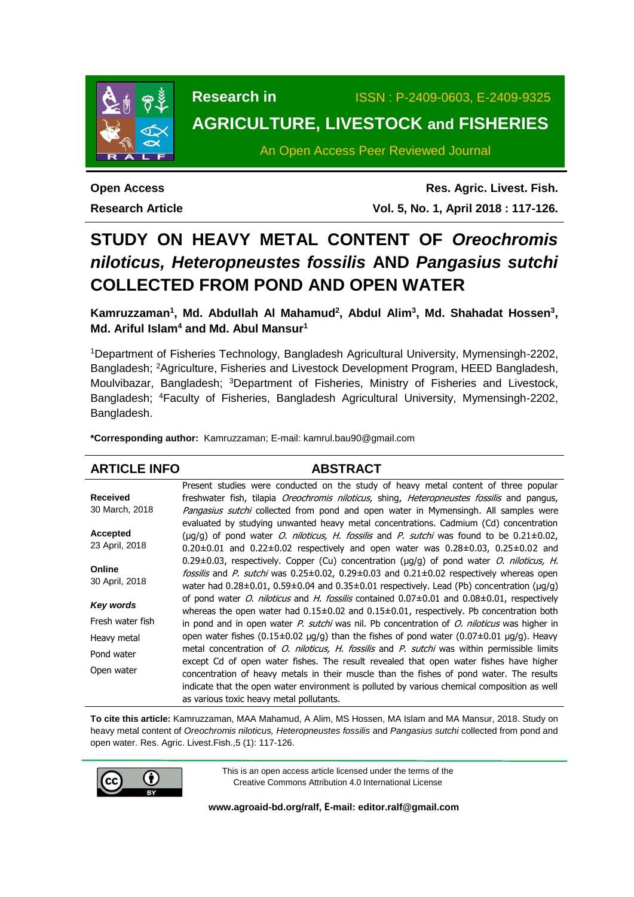**Research in** ISSN : P-2409-0603, E-2409-9325

**AGRICULTURE, LIVESTOCK and FISHERIES**

An Open Access Peer Reviewed Journal

**Open Access**

**Research Article**

**Res. Agric. Livest. Fish.**
**Vol. 5, No. 1, April 2018 : 117-126.**

# STUDY ON HEAVY METAL CONTENT OF *Oreochromis niloticus, Heteropneustes fossilis* AND *Pangasius sutchi* COLLECTED FROM POND AND OPEN WATER

**Kamruzzaman[1], Md. Abdullah Al Mahamud[2], Abdul Alim[3], Md. Shahadat Hossen[3], Md. Ariful Islam[4] and Md. Abul Mansur[1]**

[1]Department of Fisheries Technology, Bangladesh Agricultural University, Mymensingh-2202, Bangladesh; [2]Agriculture, Fisheries and Livestock Development Program, HEED Bangladesh, Moulvibazar, Bangladesh; [3]Department of Fisheries, Ministry of Fisheries and Livestock, Bangladesh; [4]Faculty of Fisheries, Bangladesh Agricultural University, Mymensingh-2202, Bangladesh.

**\*Corresponding author:** Kamruzzaman; E-mail: kamrul.bau90@gmail.com

## ARTICLE INFO

**Received**
30 March, 2018

**Accepted**
23 April, 2018

**Online**
30 April, 2018

***Key words***

Fresh water fish

Heavy metal

Pond water

Open water

## ABSTRACT

Present studies were conducted on the study of heavy metal content of three popular freshwater fish, tilapia *Oreochromis niloticus*, shing, *Heteropneustes fossilis* and pangus, *Pangasius sutchi* collected from pond and open water in Mymensingh. All samples were evaluated by studying unwanted heavy metal concentrations. Cadmium (Cd) concentration (µg/g) of pond water *O. niloticus, H. fossilis* and *P. sutchi* was found to be 0.21±0.02, 0.20±0.01 and 0.22±0.02 respectively and open water was 0.28±0.03, 0.25±0.02 and 0.29±0.03, respectively. Copper (Cu) concentration (µg/g) of pond water *O. niloticus, H. fossilis* and *P. sutchi* was 0.25±0.02, 0.29±0.03 and 0.21±0.02 respectively whereas open water had 0.28±0.01, 0.59±0.04 and 0.35±0.01 respectively. Lead (Pb) concentration (µg/g) of pond water *O. niloticus* and *H. fossilis* contained 0.07±0.01 and 0.08±0.01, respectively whereas the open water had 0.15±0.02 and 0.15±0.01, respectively. Pb concentration both in pond and in open water *P. sutchi* was nil. Pb concentration of *O. niloticus* was higher in open water fishes (0.15±0.02 µg/g) than the fishes of pond water (0.07±0.01 µg/g). Heavy metal concentration of *O. niloticus, H. fossilis* and *P. sutchi* was within permissible limits except Cd of open water fishes. The result revealed that open water fishes have higher concentration of heavy metals in their muscle than the fishes of pond water. The results indicate that the open water environment is polluted by various chemical composition as well as various toxic heavy metal pollutants.

**To cite this article:** Kamruzzaman, MAA Mahamud, A Alim, MS Hossen, MA Islam and MA Mansur, 2018. Study on heavy metal content of *Oreochromis niloticus, Heteropneustes fossilis* and *Pangasius sutchi* collected from pond and open water. Res. Agric. Livest.Fish.,5 (1): 117-126.

This is an open access article licensed under the terms of the Creative Commons Attribution 4.0 International License

**www.agroaid-bd.org/ralf, E-mail: editor.ralf@gmail.com**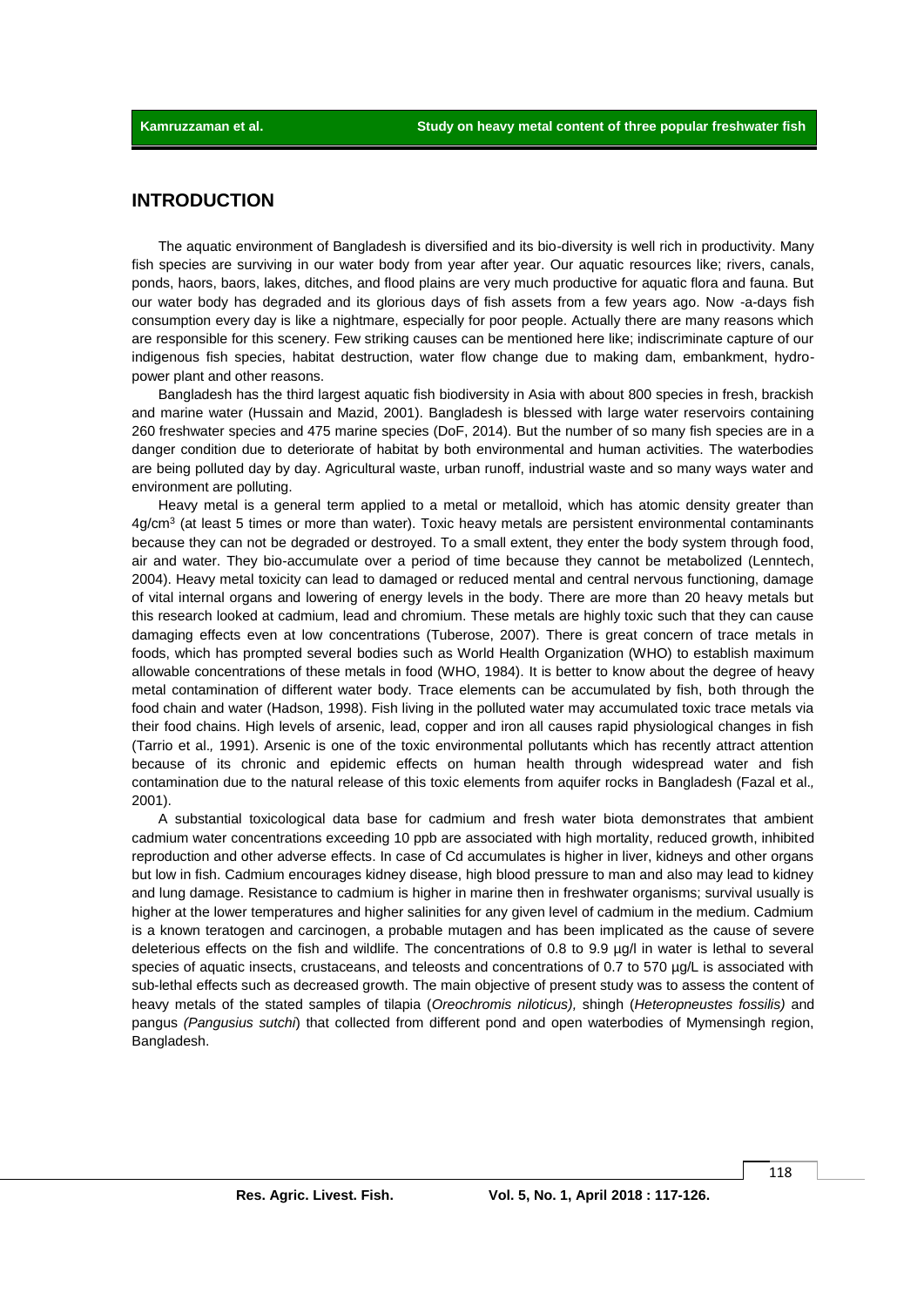## INTRODUCTION

The aquatic environment of Bangladesh is diversified and its bio-diversity is well rich in productivity. Many fish species are surviving in our water body from year after year. Our aquatic resources like; rivers, canals, ponds, haors, baors, lakes, ditches, and flood plains are very much productive for aquatic flora and fauna. But our water body has degraded and its glorious days of fish assets from a few years ago. Now -a-days fish consumption every day is like a nightmare, especially for poor people. Actually there are many reasons which are responsible for this scenery. Few striking causes can be mentioned here like; indiscriminate capture of our indigenous fish species, habitat destruction, water flow change due to making dam, embankment, hydro-power plant and other reasons.

Bangladesh has the third largest aquatic fish biodiversity in Asia with about 800 species in fresh, brackish and marine water (Hussain and Mazid, 2001). Bangladesh is blessed with large water reservoirs containing 260 freshwater species and 475 marine species (DoF, 2014). But the number of so many fish species are in a danger condition due to deteriorate of habitat by both environmental and human activities. The waterbodies are being polluted day by day. Agricultural waste, urban runoff, industrial waste and so many ways water and environment are polluting.

Heavy metal is a general term applied to a metal or metalloid, which has atomic density greater than 4g/cm$^3$ (at least 5 times or more than water). Toxic heavy metals are persistent environmental contaminants because they can not be degraded or destroyed. To a small extent, they enter the body system through food, air and water. They bio-accumulate over a period of time because they cannot be metabolized (Lenntech, 2004). Heavy metal toxicity can lead to damaged or reduced mental and central nervous functioning, damage of vital internal organs and lowering of energy levels in the body. There are more than 20 heavy metals but this research looked at cadmium, lead and chromium. These metals are highly toxic such that they can cause damaging effects even at low concentrations (Tuberose, 2007). There is great concern of trace metals in foods, which has prompted several bodies such as World Health Organization (WHO) to establish maximum allowable concentrations of these metals in food (WHO, 1984). It is better to know about the degree of heavy metal contamination of different water body. Trace elements can be accumulated by fish, both through the food chain and water (Hadson, 1998). Fish living in the polluted water may accumulated toxic trace metals via their food chains. High levels of arsenic, lead, copper and iron all causes rapid physiological changes in fish (Tarrio et al*.,* 1991). Arsenic is one of the toxic environmental pollutants which has recently attract attention because of its chronic and epidemic effects on human health through widespread water and fish contamination due to the natural release of this toxic elements from aquifer rocks in Bangladesh (Fazal et al*.,* 2001).

A substantial toxicological data base for cadmium and fresh water biota demonstrates that ambient cadmium water concentrations exceeding 10 ppb are associated with high mortality, reduced growth, inhibited reproduction and other adverse effects. In case of Cd accumulates is higher in liver, kidneys and other organs but low in fish. Cadmium encourages kidney disease, high blood pressure to man and also may lead to kidney and lung damage. Resistance to cadmium is higher in marine then in freshwater organisms; survival usually is higher at the lower temperatures and higher salinities for any given level of cadmium in the medium. Cadmium is a known teratogen and carcinogen, a probable mutagen and has been implicated as the cause of severe deleterious effects on the fish and wildlife. The concentrations of 0.8 to 9.9 µg/l in water is lethal to several species of aquatic insects, crustaceans, and teleosts and concentrations of 0.7 to 570 µg/L is associated with sub-lethal effects such as decreased growth. The main objective of present study was to assess the content of heavy metals of the stated samples of tilapia (*Oreochromis niloticus),* shingh (*Heteropneustes fossilis)* and pangus *(Pangusius sutchi*) that collected from different pond and open waterbodies of Mymensingh region, Bangladesh.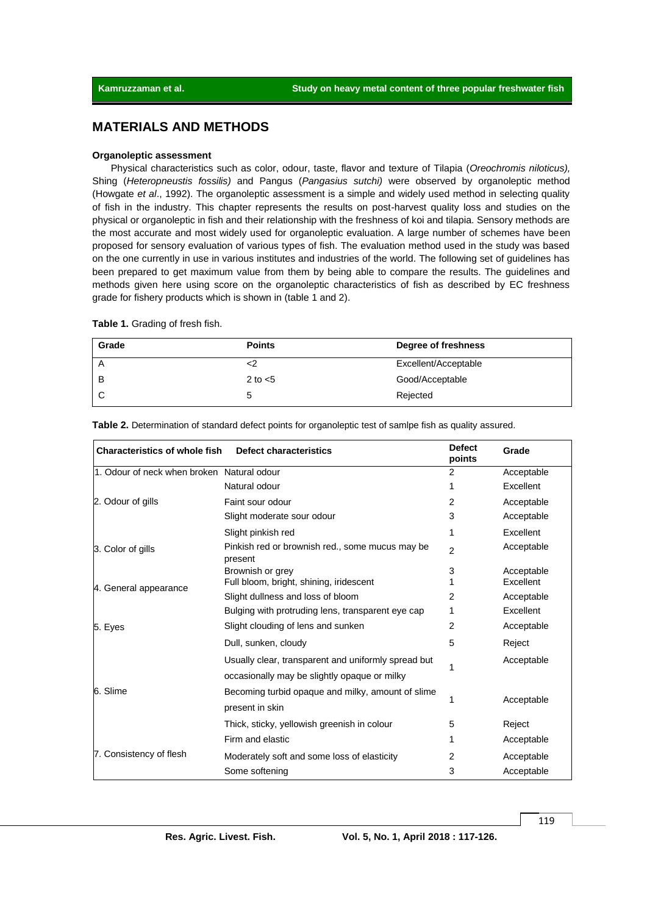## MATERIALS AND METHODS

### Organoleptic assessment

Physical characteristics such as color, odour, taste, flavor and texture of Tilapia (*Oreochromis niloticus),* Shing (*Heteropneustis fossilis)* and Pangus (*Pangasius sutchi)* were observed by organoleptic method (Howgate *et al*., 1992). The organoleptic assessment is a simple and widely used method in selecting quality of fish in the industry. This chapter represents the results on post-harvest quality loss and studies on the physical or organoleptic in fish and their relationship with the freshness of koi and tilapia. Sensory methods are the most accurate and most widely used for organoleptic evaluation. A large number of schemes have been proposed for sensory evaluation of various types of fish. The evaluation method used in the study was based on the one currently in use in various institutes and industries of the world. The following set of guidelines has been prepared to get maximum value from them by being able to compare the results. The guidelines and methods given here using score on the organoleptic characteristics of fish as described by EC freshness grade for fishery products which is shown in (table 1 and 2).

**Table 1.** Grading of fresh fish.

| Grade | Points | Degree of freshness |
|---|---|---|
| A | <2 | Excellent/Acceptable |
| B | 2 to <5 | Good/Acceptable |
| C | 5 | Rejected |

**Table 2.** Determination of standard defect points for organoleptic test of samlpe fish as quality assured.

| Characteristics of whole fish | Defect characteristics | Defect points | Grade |
|---|---|---|---|
| 1. Odour of neck when broken | Natural odour | 2 | Acceptable |
| 2. Odour of gills | Natural odour | 1 | Excellent |
| | Faint sour odour | 2 | Acceptable |
| | Slight moderate sour odour | 3 | Acceptable |
| 3. Color of gills | Slight pinkish red | 1 | Excellent |
| | Pinkish red or brownish red., some mucus may be present | 2 | Acceptable |
| | Brownish or grey | 3 | Acceptable |
| 4. General appearance | Full bloom, bright, shining, iridescent | 1 | Excellent |
| | Slight dullness and loss of bloom | 2 | Acceptable |
| 5. Eyes | Bulging with protruding lens, transparent eye cap | 1 | Excellent |
| | Slight clouding of lens and sunken | 2 | Acceptable |
| | Dull, sunken, cloudy | 5 | Reject |
| 6. Slime | Usually clear, transparent and uniformly spread but occasionally may be slightly opaque or milky | 1 | Acceptable |
| | Becoming turbid opaque and milky, amount of slime present in skin | 1 | Acceptable |
| | Thick, sticky, yellowish greenish in colour | 5 | Reject |
| 7. Consistency of flesh | Firm and elastic | 1 | Acceptable |
| | Moderately soft and some loss of elasticity | 2 | Acceptable |
| | Some softening | 3 | Acceptable |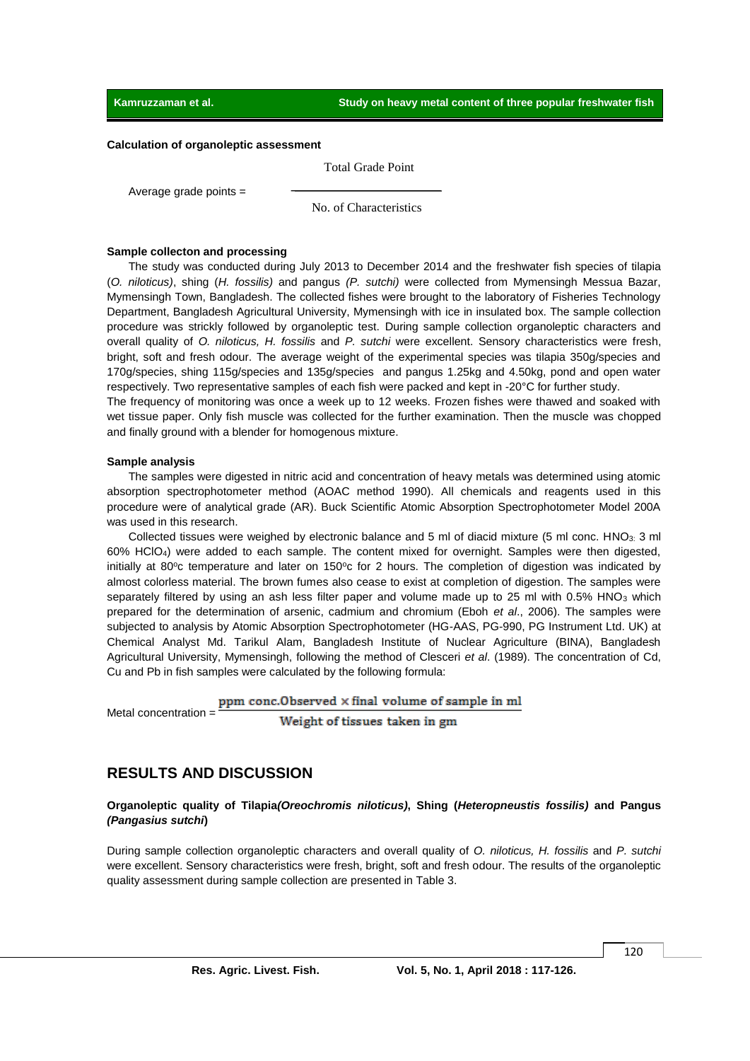**Calculation of organoleptic assessment**

$$\text{Average grade points} = \frac{\text{Total Grade Point}}{\text{No. of Characteristics}}$$

**Sample collecton and processing**

The study was conducted during July 2013 to December 2014 and the freshwater fish species of tilapia (*O. niloticus)*, shing (*H. fossilis)* and pangus *(P. sutchi)* were collected from Mymensingh Messua Bazar, Mymensingh Town, Bangladesh. The collected fishes were brought to the laboratory of Fisheries Technology Department, Bangladesh Agricultural University, Mymensingh with ice in insulated box. The sample collection procedure was strickly followed by organoleptic test. During sample collection organoleptic characters and overall quality of *O. niloticus, H. fossilis* and *P. sutchi* were excellent. Sensory characteristics were fresh, bright, soft and fresh odour. The average weight of the experimental species was tilapia 350g/species and 170g/species, shing 115g/species and 135g/species and pangus 1.25kg and 4.50kg, pond and open water respectively. Two representative samples of each fish were packed and kept in -20°C for further study.

The frequency of monitoring was once a week up to 12 weeks. Frozen fishes were thawed and soaked with wet tissue paper. Only fish muscle was collected for the further examination. Then the muscle was chopped and finally ground with a blender for homogenous mixture.

**Sample analysis**

The samples were digested in nitric acid and concentration of heavy metals was determined using atomic absorption spectrophotometer method (AOAC method 1990). All chemicals and reagents used in this procedure were of analytical grade (AR). Buck Scientific Atomic Absorption Spectrophotometer Model 200A was used in this research.

Collected tissues were weighed by electronic balance and 5 ml of diacid mixture (5 ml conc. $HNO_3$; 3 ml 60% $HClO_4$) were added to each sample. The content mixed for overnight. Samples were then digested, initially at 80$^o$c temperature and later on 150$^o$c for 2 hours. The completion of digestion was indicated by almost colorless material. The brown fumes also cease to exist at completion of digestion. The samples were separately filtered by using an ash less filter paper and volume made up to 25 ml with 0.5% $HNO_3$ which prepared for the determination of arsenic, cadmium and chromium (Eboh *et al*., 2006). The samples were subjected to analysis by Atomic Absorption Spectrophotometer (HG-AAS, PG-990, PG Instrument Ltd. UK) at Chemical Analyst Md. Tarikul Alam, Bangladesh Institute of Nuclear Agriculture (BINA), Bangladesh Agricultural University, Mymensingh, following the method of Clesceri *et al*. (1989). The concentration of Cd, Cu and Pb in fish samples were calculated by the following formula:

$$\text{Metal concentration} = \frac{\text{ppm conc.Observed} \times \text{final volume of sample in ml}}{\text{Weight of tissues taken in gm}}$$

## RESULTS AND DISCUSSION

### Organoleptic quality of Tilapia *(Oreochromis niloticus)*, Shing (*Heteropneustis fossilis)* and Pangus *(Pangasius sutchi*)

During sample collection organoleptic characters and overall quality of *O. niloticus, H. fossilis* and *P. sutchi* were excellent. Sensory characteristics were fresh, bright, soft and fresh odour. The results of the organoleptic quality assessment during sample collection are presented in Table 3.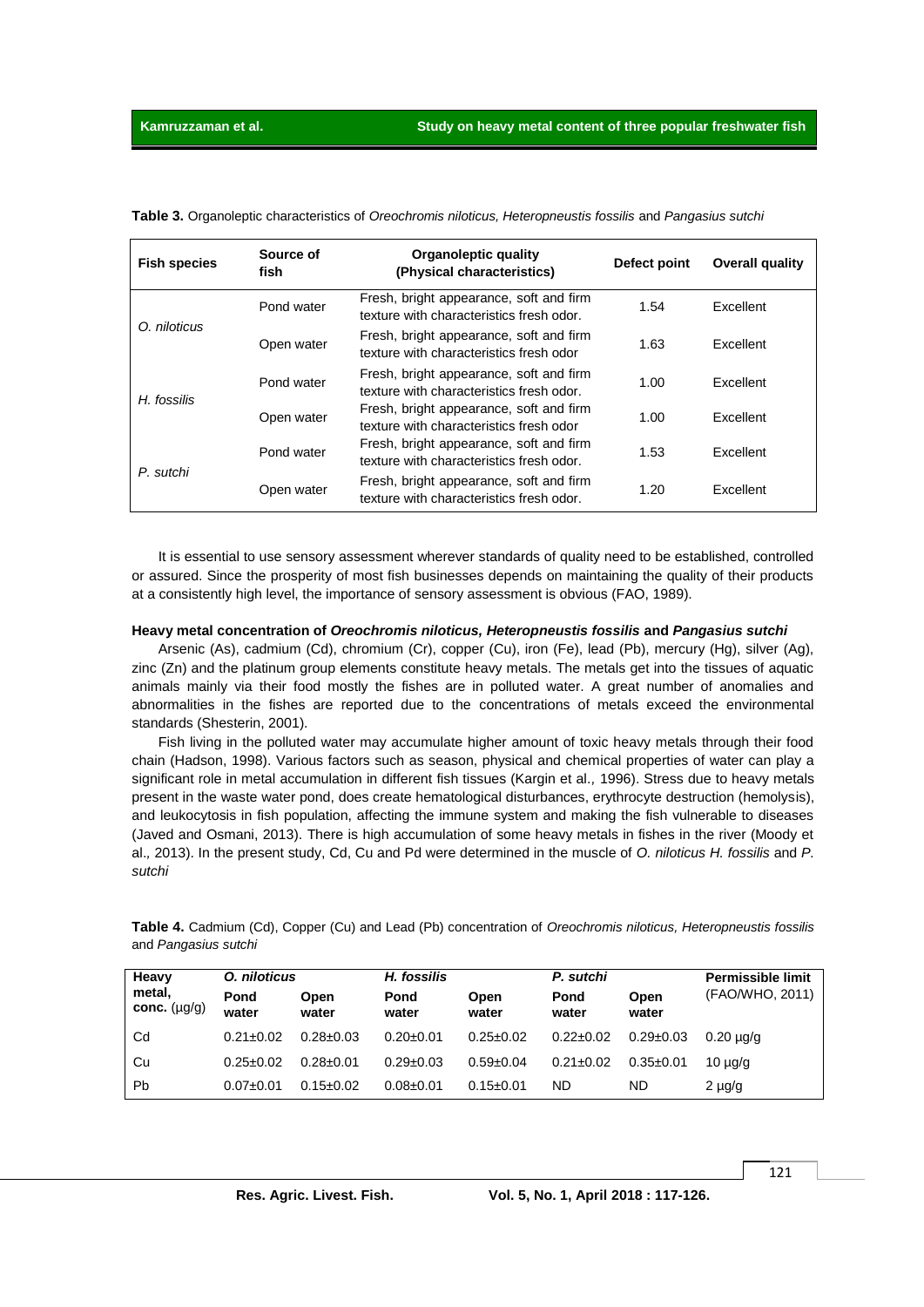**Table 3.** Organoleptic characteristics of *Oreochromis niloticus, Heteropneustis fossilis* and *Pangasius sutchi*

| Fish species | Source of fish | Organoleptic quality (Physical characteristics) | Defect point | Overall quality |
|---|---|---|---|---|
| *O. niloticus* | Pond water | Fresh, bright appearance, soft and firm texture with characteristics fresh odor. | 1.54 | Excellent |
| | Open water | Fresh, bright appearance, soft and firm texture with characteristics fresh odor | 1.63 | Excellent |
| *H. fossilis* | Pond water | Fresh, bright appearance, soft and firm texture with characteristics fresh odor. | 1.00 | Excellent |
| | Open water | Fresh, bright appearance, soft and firm texture with characteristics fresh odor | 1.00 | Excellent |
| *P. sutchi* | Pond water | Fresh, bright appearance, soft and firm texture with characteristics fresh odor. | 1.53 | Excellent |
| | Open water | Fresh, bright appearance, soft and firm texture with characteristics fresh odor. | 1.20 | Excellent |

It is essential to use sensory assessment wherever standards of quality need to be established, controlled or assured. Since the prosperity of most fish businesses depends on maintaining the quality of their products at a consistently high level, the importance of sensory assessment is obvious (FAO, 1989).

**Heavy metal concentration of *Oreochromis niloticus, Heteropneustis fossilis* and *Pangasius sutchi***

Arsenic (As), cadmium (Cd), chromium (Cr), copper (Cu), iron (Fe), lead (Pb), mercury (Hg), silver (Ag), zinc (Zn) and the platinum group elements constitute heavy metals. The metals get into the tissues of aquatic animals mainly via their food mostly the fishes are in polluted water. A great number of anomalies and abnormalities in the fishes are reported due to the concentrations of metals exceed the environmental standards (Shesterin, 2001).

Fish living in the polluted water may accumulate higher amount of toxic heavy metals through their food chain (Hadson, 1998). Various factors such as season, physical and chemical properties of water can play a significant role in metal accumulation in different fish tissues (Kargin et al*.,* 1996). Stress due to heavy metals present in the waste water pond, does create hematological disturbances, erythrocyte destruction (hemolysis), and leukocytosis in fish population, affecting the immune system and making the fish vulnerable to diseases (Javed and Osmani, 2013). There is high accumulation of some heavy metals in fishes in the river (Moody et al*.,* 2013). In the present study, Cd, Cu and Pd were determined in the muscle of *O. niloticus H. fossilis* and *P. sutchi*

**Table 4.** Cadmium (Cd), Copper (Cu) and Lead (Pb) concentration of *Oreochromis niloticus, Heteropneustis fossilis* and *Pangasius sutchi*

| Heavy metal, conc. (µg/g) | *O. niloticus* | | *H. fossilis* | | *P. sutchi* | | Permissible limit (FAO/WHO, 2011) |
|---|---|---|---|---|---|---|---|
| | Pond water | Open water | Pond water | Open water | Pond water | Open water | |
| Cd | 0.21±0.02 | 0.28±0.03 | 0.20±0.01 | 0.25±0.02 | 0.22±0.02 | 0.29±0.03 | 0.20 µg/g |
| Cu | 0.25±0.02 | 0.28±0.01 | 0.29±0.03 | 0.59±0.04 | 0.21±0.02 | 0.35±0.01 | 10 µg/g |
| Pb | 0.07±0.01 | 0.15±0.02 | 0.08±0.01 | 0.15±0.01 | ND | ND | 2 µg/g |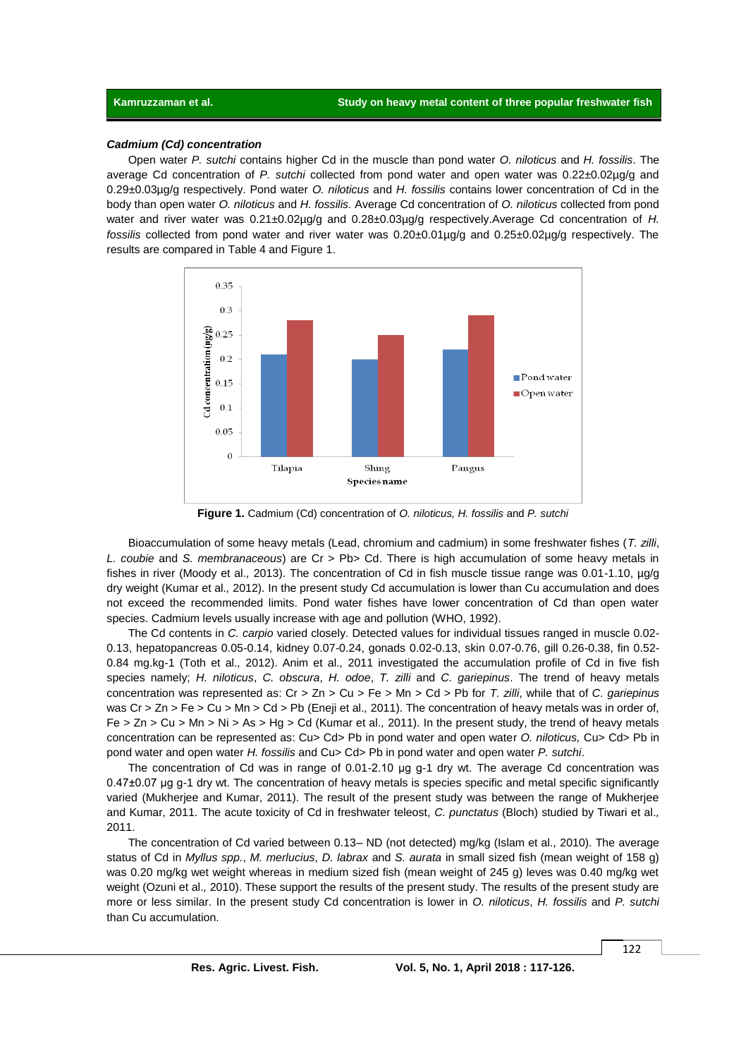### *Cadmium (Cd) concentration*

Open water *P. sutchi* contains higher Cd in the muscle than pond water *O. niloticus* and *H. fossilis*. The average Cd concentration of *P. sutchi* collected from pond water and open water was 0.22±0.02µg/g and 0.29±0.03µg/g respectively. Pond water *O. niloticus* and *H. fossilis* contains lower concentration of Cd in the body than open water *O. niloticus* and *H. fossilis.* Average Cd concentration of *O. niloticus* collected from pond water and river water was 0.21±0.02µg/g and 0.28±0.03µg/g respectively.Average Cd concentration of *H. fossilis* collected from pond water and river water was 0.20±0.01µg/g and 0.25±0.02µg/g respectively. The results are compared in Table 4 and Figure 1.

**Figure 1.** Cadmium (Cd) concentration of *O. niloticus, H. fossilis* and *P. sutchi*

Bioaccumulation of some heavy metals (Lead, chromium and cadmium) in some freshwater fishes (*T. zilli*, *L. coubie* and *S. membranaceous*) are Cr > Pb> Cd. There is high accumulation of some heavy metals in fishes in river (Moody et al., 2013). The concentration of Cd in fish muscle tissue range was 0.01-1.10, µg/g dry weight (Kumar et al., 2012). In the present study Cd accumulation is lower than Cu accumulation and does not exceed the recommended limits. Pond water fishes have lower concentration of Cd than open water species. Cadmium levels usually increase with age and pollution (WHO, 1992).

The Cd contents in *C. carpio* varied closely. Detected values for individual tissues ranged in muscle 0.02-0.13, hepatopancreas 0.05-0.14, kidney 0.07-0.24, gonads 0.02-0.13, skin 0.07-0.76, gill 0.26-0.38, fin 0.52-0.84 mg.kg-1 (Toth et al., 2012). Anim et al., 2011 investigated the accumulation profile of Cd in five fish species namely; *H. niloticus*, *C. obscura*, *H. odoe*, *T. zilli* and *C. gariepinus*. The trend of heavy metals concentration was represented as: Cr > Zn > Cu > Fe > Mn > Cd > Pb for *T. zilli*, while that of *C. gariepinus* was Cr > Zn > Fe > Cu > Mn > Cd > Pb (Eneji et al., 2011). The concentration of heavy metals was in order of, Fe > Zn > Cu > Mn > Ni > As > Hg > Cd (Kumar et al., 2011). In the present study, the trend of heavy metals concentration can be represented as: Cu> Cd> Pb in pond water and open water *O. niloticus,* Cu> Cd> Pb in pond water and open water *H. fossilis* and Cu> Cd> Pb in pond water and open water *P. sutchi*.

The concentration of Cd was in range of 0.01-2.10 µg g-1 dry wt. The average Cd concentration was 0.47±0.07 µg g-1 dry wt. The concentration of heavy metals is species specific and metal specific significantly varied (Mukherjee and Kumar, 2011). The result of the present study was between the range of Mukherjee and Kumar, 2011. The acute toxicity of Cd in freshwater teleost, *C. punctatus* (Bloch) studied by Tiwari et al., 2011.

The concentration of Cd varied between 0.13– ND (not detected) mg/kg (Islam et al., 2010). The average status of Cd in *Myllus spp.*, *M. merlucius*, *D. labrax* and *S. aurata* in small sized fish (mean weight of 158 g) was 0.20 mg/kg wet weight whereas in medium sized fish (mean weight of 245 g) leves was 0.40 mg/kg wet weight (Ozuni et al., 2010). These support the results of the present study. The results of the present study are more or less similar. In the present study Cd concentration is lower in *O. niloticus*, *H. fossilis* and *P. sutchi* than Cu accumulation.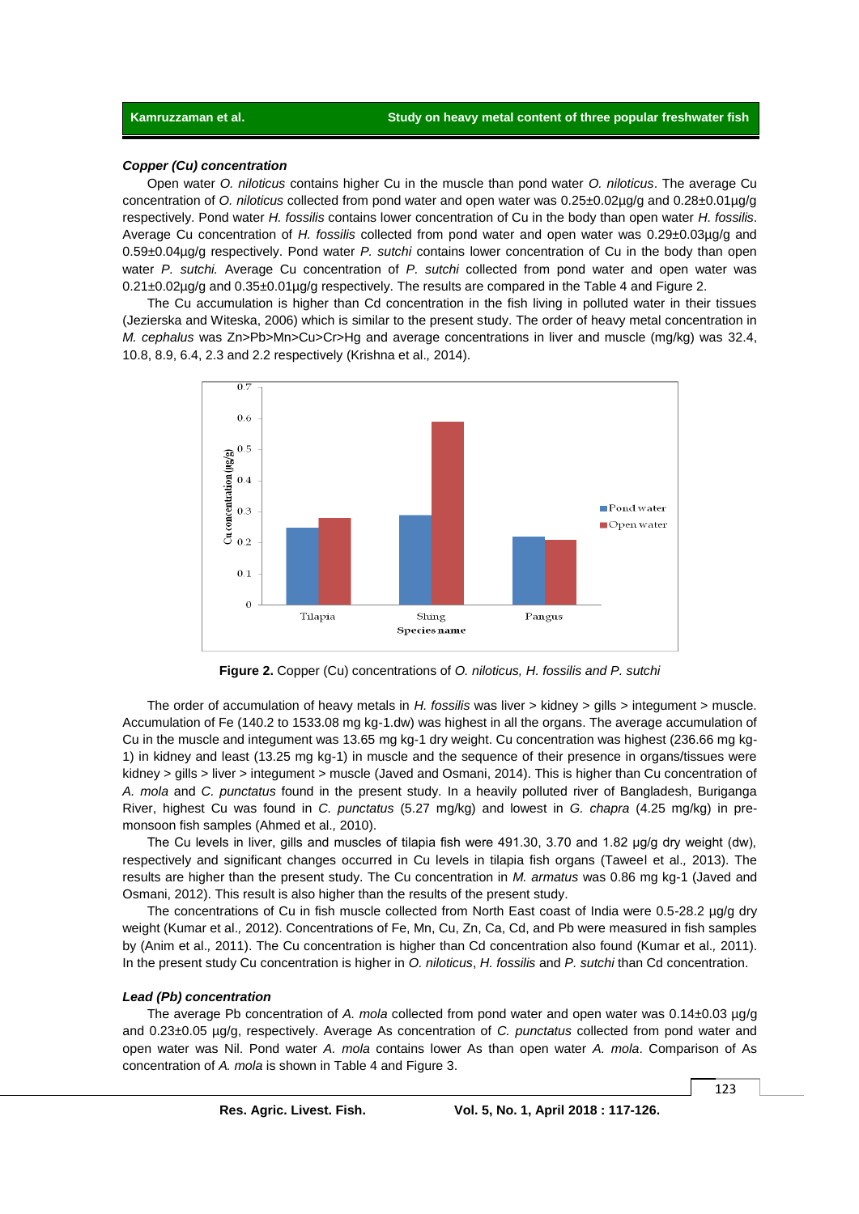### *Copper (Cu) concentration*

Open water *O. niloticus* contains higher Cu in the muscle than pond water *O. niloticus*. The average Cu concentration of *O. niloticus* collected from pond water and open water was 0.25±0.02µg/g and 0.28±0.01µg/g respectively. Pond water *H. fossilis* contains lower concentration of Cu in the body than open water *H. fossilis*. Average Cu concentration of *H. fossilis* collected from pond water and open water was 0.29±0.03µg/g and 0.59±0.04µg/g respectively. Pond water *P. sutchi* contains lower concentration of Cu in the body than open water *P. sutchi.* Average Cu concentration of *P. sutchi* collected from pond water and open water was 0.21±0.02µg/g and 0.35±0.01µg/g respectively. The results are compared in the Table 4 and Figure 2.

The Cu accumulation is higher than Cd concentration in the fish living in polluted water in their tissues (Jezierska and Witeska, 2006) which is similar to the present study. The order of heavy metal concentration in *M. cephalus* was Zn>Pb>Mn>Cu>Cr>Hg and average concentrations in liver and muscle (mg/kg) was 32.4, 10.8, 8.9, 6.4, 2.3 and 2.2 respectively (Krishna et al*.,* 2014).

**Figure 2.** Copper (Cu) concentrations of *O. niloticus, H. fossilis and P. sutchi*

The order of accumulation of heavy metals in *H. fossilis* was liver > kidney > gills > integument > muscle. Accumulation of Fe (140.2 to 1533.08 mg kg-1.dw) was highest in all the organs. The average accumulation of Cu in the muscle and integument was 13.65 mg kg-1 dry weight. Cu concentration was highest (236.66 mg kg-1) in kidney and least (13.25 mg kg-1) in muscle and the sequence of their presence in organs/tissues were kidney > gills > liver > integument > muscle (Javed and Osmani, 2014). This is higher than Cu concentration of *A. mola* and *C. punctatus* found in the present study. In a heavily polluted river of Bangladesh, Buriganga River, highest Cu was found in *C. punctatus* (5.27 mg/kg) and lowest in *G. chapra* (4.25 mg/kg) in pre-monsoon fish samples (Ahmed et al*.,* 2010).

The Cu levels in liver, gills and muscles of tilapia fish were 491.30, 3.70 and 1.82 µg/g dry weight (dw), respectively and significant changes occurred in Cu levels in tilapia fish organs (Taweel et al*.,* 2013). The results are higher than the present study. The Cu concentration in *M. armatus* was 0.86 mg kg-1 (Javed and Osmani, 2012). This result is also higher than the results of the present study.

The concentrations of Cu in fish muscle collected from North East coast of India were 0.5-28.2 µg/g dry weight (Kumar et al*.,* 2012). Concentrations of Fe, Mn, Cu, Zn, Ca, Cd, and Pb were measured in fish samples by (Anim et al*.,* 2011). The Cu concentration is higher than Cd concentration also found (Kumar et al*.,* 2011). In the present study Cu concentration is higher in *O. niloticus*, *H. fossilis* and *P. sutchi* than Cd concentration.

### *Lead (Pb) concentration*

The average Pb concentration of *A. mola* collected from pond water and open water was 0.14±0.03 µg/g and 0.23±0.05 µg/g, respectively. Average As concentration of *C. punctatus* collected from pond water and open water was Nil. Pond water *A. mola* contains lower As than open water *A. mola*. Comparison of As concentration of *A. mola* is shown in Table 4 and Figure 3.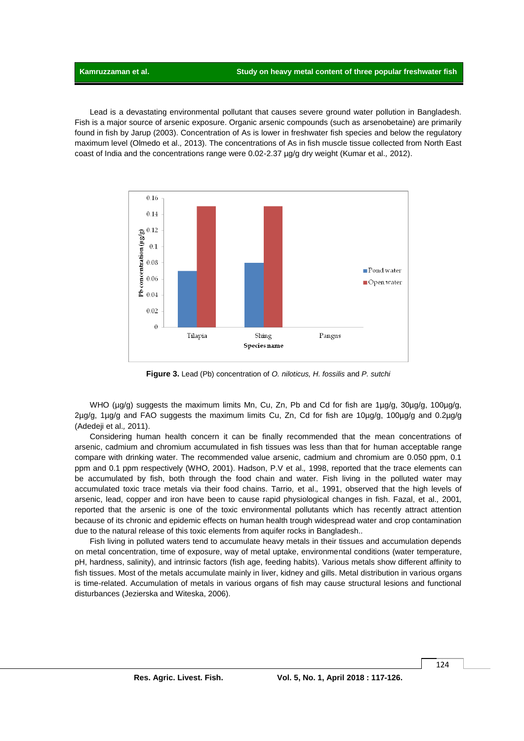Lead is a devastating environmental pollutant that causes severe ground water pollution in Bangladesh. Fish is a major source of arsenic exposure. Organic arsenic compounds (such as arsenobetaine) are primarily found in fish by Jarup (2003). Concentration of As is lower in freshwater fish species and below the regulatory maximum level (Olmedo et al., 2013). The concentrations of As in fish muscle tissue collected from North East coast of India and the concentrations range were 0.02-2.37 µg/g dry weight (Kumar et al., 2012).

**Figure 3.** Lead (Pb) concentration of *O. niloticus, H. fossilis* and *P. sutchi*

WHO (µg/g) suggests the maximum limits Mn, Cu, Zn, Pb and Cd for fish are 1µg/g, 30µg/g, 100µg/g, 2µg/g, 1µg/g and FAO suggests the maximum limits Cu, Zn, Cd for fish are 10µg/g, 100µg/g and 0.2µg/g (Adedeji et al., 2011).

Considering human health concern it can be finally recommended that the mean concentrations of arsenic, cadmium and chromium accumulated in fish tissues was less than that for human acceptable range compare with drinking water. The recommended value arsenic, cadmium and chromium are 0.050 ppm, 0.1 ppm and 0.1 ppm respectively (WHO, 2001). Hadson, P.V et al., 1998, reported that the trace elements can be accumulated by fish, both through the food chain and water. Fish living in the polluted water may accumulated toxic trace metals via their food chains. Tarrio, et al., 1991, observed that the high levels of arsenic, lead, copper and iron have been to cause rapid physiological changes in fish. Fazal, et al., 2001, reported that the arsenic is one of the toxic environmental pollutants which has recently attract attention because of its chronic and epidemic effects on human health trough widespread water and crop contamination due to the natural release of this toxic elements from aquifer rocks in Bangladesh..

Fish living in polluted waters tend to accumulate heavy metals in their tissues and accumulation depends on metal concentration, time of exposure, way of metal uptake, environmental conditions (water temperature, pH, hardness, salinity), and intrinsic factors (fish age, feeding habits). Various metals show different affinity to fish tissues. Most of the metals accumulate mainly in liver, kidney and gills. Metal distribution in various organs is time-related. Accumulation of metals in various organs of fish may cause structural lesions and functional disturbances (Jezierska and Witeska, 2006).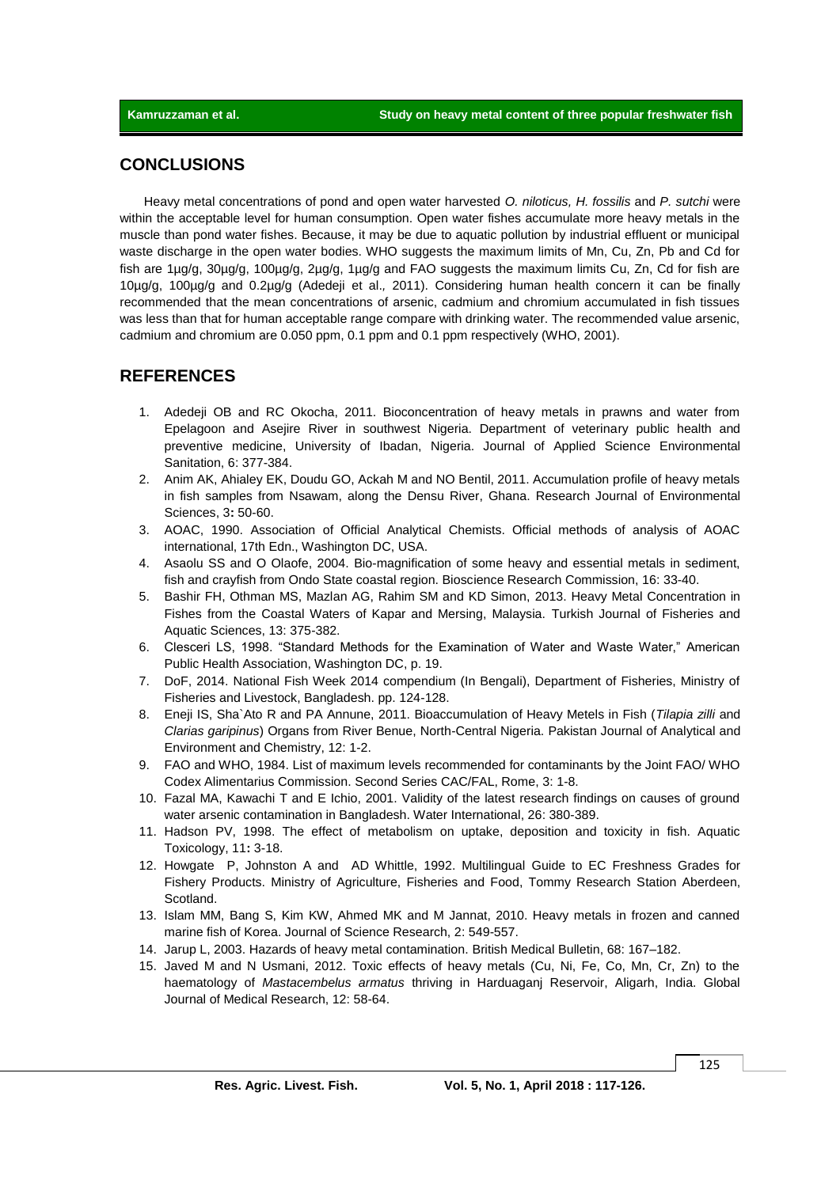## CONCLUSIONS

Heavy metal concentrations of pond and open water harvested *O. niloticus, H. fossilis* and *P. sutchi* were within the acceptable level for human consumption. Open water fishes accumulate more heavy metals in the muscle than pond water fishes. Because, it may be due to aquatic pollution by industrial effluent or municipal waste discharge in the open water bodies. WHO suggests the maximum limits of Mn, Cu, Zn, Pb and Cd for fish are 1µg/g, 30µg/g, 100µg/g, 2µg/g, 1µg/g and FAO suggests the maximum limits Cu, Zn, Cd for fish are 10µg/g, 100µg/g and 0.2µg/g (Adedeji et al., 2011). Considering human health concern it can be finally recommended that the mean concentrations of arsenic, cadmium and chromium accumulated in fish tissues was less than that for human acceptable range compare with drinking water. The recommended value arsenic, cadmium and chromium are 0.050 ppm, 0.1 ppm and 0.1 ppm respectively (WHO, 2001).

## REFERENCES

1. Adedeji OB and RC Okocha, 2011. Bioconcentration of heavy metals in prawns and water from Epelagoon and Asejire River in southwest Nigeria. Department of veterinary public health and preventive medicine, University of Ibadan, Nigeria. Journal of Applied Science Environmental Sanitation, 6: 377-384.
2. Anim AK, Ahialey EK, Doudu GO, Ackah M and NO Bentil, 2011. Accumulation profile of heavy metals in fish samples from Nsawam, along the Densu River, Ghana. Research Journal of Environmental Sciences, 3**:** 50-60.
3. AOAC, 1990. Association of Official Analytical Chemists. Official methods of analysis of AOAC international, 17th Edn., Washington DC, USA.
4. Asaolu SS and O Olaofe, 2004. Bio-magnification of some heavy and essential metals in sediment, fish and crayfish from Ondo State coastal region. Bioscience Research Commission, 16: 33-40.
5. Bashir FH, Othman MS, Mazlan AG, Rahim SM and KD Simon, 2013. Heavy Metal Concentration in Fishes from the Coastal Waters of Kapar and Mersing, Malaysia. Turkish Journal of Fisheries and Aquatic Sciences, 13: 375-382.
6. Clesceri LS, 1998. "Standard Methods for the Examination of Water and Waste Water," American Public Health Association, Washington DC, p. 19.
7. DoF, 2014. National Fish Week 2014 compendium (In Bengali), Department of Fisheries, Ministry of Fisheries and Livestock, Bangladesh. pp. 124-128.
8. Eneji IS, Sha`Ato R and PA Annune, 2011. Bioaccumulation of Heavy Metels in Fish (*Tilapia zilli* and *Clarias garipinus*) Organs from River Benue, North-Central Nigeria. Pakistan Journal of Analytical and Environment and Chemistry, 12: 1-2.
9. FAO and WHO, 1984. List of maximum levels recommended for contaminants by the Joint FAO/ WHO Codex Alimentarius Commission. Second Series CAC/FAL, Rome, 3: 1-8.
10. Fazal MA, Kawachi T and E Ichio, 2001. Validity of the latest research findings on causes of ground water arsenic contamination in Bangladesh. Water International, 26: 380-389.
11. Hadson PV, 1998. The effect of metabolism on uptake, deposition and toxicity in fish. Aquatic Toxicology, 11**:** 3-18.
12. Howgate P, Johnston A and AD Whittle, 1992. Multilingual Guide to EC Freshness Grades for Fishery Products. Ministry of Agriculture, Fisheries and Food, Tommy Research Station Aberdeen, Scotland.
13. Islam MM, Bang S, Kim KW, Ahmed MK and M Jannat, 2010. Heavy metals in frozen and canned marine fish of Korea. Journal of Science Research, 2: 549-557.
14. Jarup L, 2003. Hazards of heavy metal contamination. British Medical Bulletin, 68: 167–182.
15. Javed M and N Usmani, 2012. Toxic effects of heavy metals (Cu, Ni, Fe, Co, Mn, Cr, Zn) to the haematology of *Mastacembelus armatus* thriving in Harduaganj Reservoir, Aligarh, India. Global Journal of Medical Research, 12: 58-64.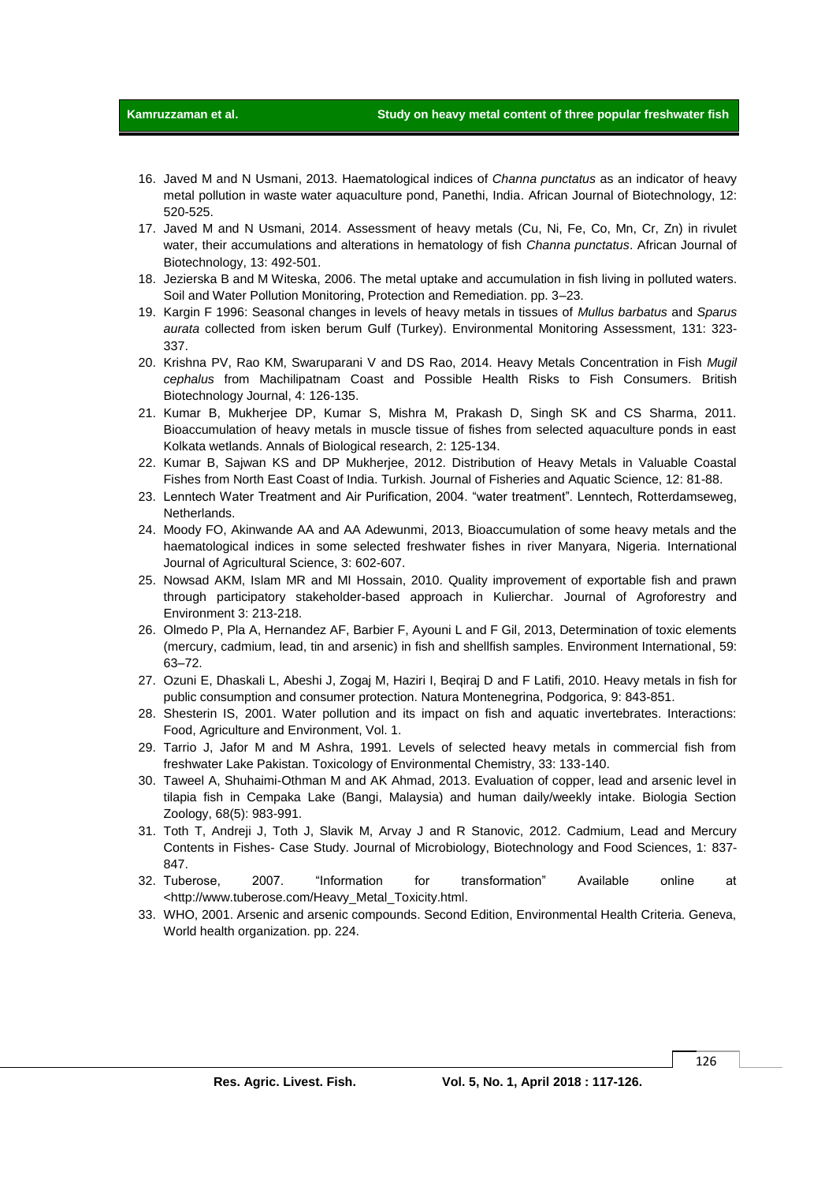16. Javed M and N Usmani, 2013. Haematological indices of *Channa punctatus* as an indicator of heavy metal pollution in waste water aquaculture pond, Panethi, India. African Journal of Biotechnology, 12: 520-525.
17. Javed M and N Usmani, 2014. Assessment of heavy metals (Cu, Ni, Fe, Co, Mn, Cr, Zn) in rivulet water, their accumulations and alterations in hematology of fish *Channa punctatus*. African Journal of Biotechnology, 13: 492-501.
18. Jezierska B and M Witeska, 2006. The metal uptake and accumulation in fish living in polluted waters. Soil and Water Pollution Monitoring, Protection and Remediation. pp. 3–23.
19. Kargin F 1996: Seasonal changes in levels of heavy metals in tissues of *Mullus barbatus* and *Sparus aurata* collected from isken berum Gulf (Turkey). Environmental Monitoring Assessment, 131: 323-337.
20. Krishna PV, Rao KM, Swaruparani V and DS Rao, 2014. Heavy Metals Concentration in Fish *Mugil cephalus* from Machilipatnam Coast and Possible Health Risks to Fish Consumers. British Biotechnology Journal, 4: 126-135.
21. Kumar B, Mukherjee DP, Kumar S, Mishra M, Prakash D, Singh SK and CS Sharma, 2011. Bioaccumulation of heavy metals in muscle tissue of fishes from selected aquaculture ponds in east Kolkata wetlands. Annals of Biological research, 2: 125-134.
22. Kumar B, Sajwan KS and DP Mukherjee, 2012. Distribution of Heavy Metals in Valuable Coastal Fishes from North East Coast of India. Turkish. Journal of Fisheries and Aquatic Science, 12: 81-88.
23. Lenntech Water Treatment and Air Purification, 2004. "water treatment". Lenntech, Rotterdamseweg, Netherlands.
24. Moody FO, Akinwande AA and AA Adewunmi, 2013, Bioaccumulation of some heavy metals and the haematological indices in some selected freshwater fishes in river Manyara, Nigeria. International Journal of Agricultural Science, 3: 602-607.
25. Nowsad AKM, Islam MR and MI Hossain, 2010. Quality improvement of exportable fish and prawn through participatory stakeholder-based approach in Kulierchar. Journal of Agroforestry and Environment 3: 213-218.
26. Olmedo P, Pla A, Hernandez AF, Barbier F, Ayouni L and F Gil, 2013, Determination of toxic elements (mercury, cadmium, lead, tin and arsenic) in fish and shellfish samples. Environment International, 59: 63–72.
27. Ozuni E, Dhaskali L, Abeshi J, Zogaj M, Haziri I, Beqiraj D and F Latifi, 2010. Heavy metals in fish for public consumption and consumer protection. Natura Montenegrina, Podgorica, 9: 843-851.
28. Shesterin IS, 2001. Water pollution and its impact on fish and aquatic invertebrates. Interactions: Food, Agriculture and Environment, Vol. 1.
29. Tarrio J, Jafor M and M Ashra, 1991. Levels of selected heavy metals in commercial fish from freshwater Lake Pakistan. Toxicology of Environmental Chemistry, 33: 133-140.
30. Taweel A, Shuhaimi-Othman M and AK Ahmad, 2013. Evaluation of copper, lead and arsenic level in tilapia fish in Cempaka Lake (Bangi, Malaysia) and human daily/weekly intake. Biologia Section Zoology, 68(5): 983-991.
31. Toth T, Andreji J, Toth J, Slavik M, Arvay J and R Stanovic, 2012. Cadmium, Lead and Mercury Contents in Fishes- Case Study. Journal of Microbiology, Biotechnology and Food Sciences, 1: 837-847.
32. Tuberose, 2007. "Information for transformation" Available online at <http://www.tuberose.com/Heavy_Metal_Toxicity.html.
33. WHO, 2001. Arsenic and arsenic compounds. Second Edition, Environmental Health Criteria. Geneva, World health organization. pp. 224.